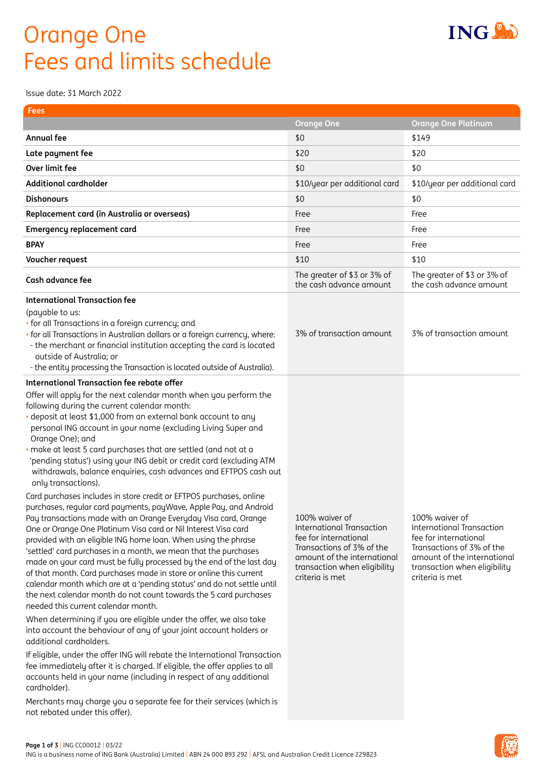# Orange One
# Fees and limits schedule

Issue date: 31 March 2022

## Fees

| | Orange One | Orange One Platinum |
|---|---|---|
| **Annual fee** | $0 | $149 |
| **Late payment fee** | $20 | $20 |
| **Over limit fee** | $0 | $0 |
| **Additional cardholder** | $10/year per additional card | $10/year per additional card |
| **Dishonours** | $0 | $0 |
| **Replacement card (in Australia or overseas)** | Free | Free |
| **Emergency replacement card** | Free | Free |
| **BPAY** | Free | Free |
| **Voucher request** | $10 | $10 |
| **Cash advance fee** | The greater of $3 or 3% of the cash advance amount | The greater of $3 or 3% of the cash advance amount |
| **International Transaction fee**<br>(payable to us:<br>• for all Transactions in a foreign currency; and<br>• for all Transactions in Australian dollars or a foreign currency, where:<br>- the merchant or financial institution accepting the card is located outside of Australia; or<br>- the entity processing the Transaction is located outside of Australia). | 3% of transaction amount | 3% of transaction amount |
| **International Transaction fee rebate offer**<br>Offer will apply for the next calendar month when you perform the following during the current calendar month:<br>• deposit at least $1,000 from an external bank account to any personal ING account in your name (excluding Living Super and Orange One); and<br>• make at least 5 card purchases that are settled (and not at a 'pending status') using your ING debit or credit card (excluding ATM withdrawals, balance enquiries, cash advances and EFTPOS cash out only transactions).<br>Card purchases includes in store credit or EFTPOS purchases, online purchases, regular card payments, payWave, Apple Pay, and Android Pay transactions made with an Orange Everyday Visa card, Orange One or Orange One Platinum Visa card or Nil Interest Visa card provided with an eligible ING home loan. When using the phrase 'settled' card purchases in a month, we mean that the purchases made on your card must be fully processed by the end of the last day of that month. Card purchases made in store or online this current calendar month which are at a 'pending status' and do not settle until the next calendar month do not count towards the 5 card purchases needed this current calendar month.<br>When determining if you are eligible under the offer, we also take into account the behaviour of any of your joint account holders or additional cardholders.<br>If eligible, under the offer ING will rebate the International Transaction fee immediately after it is charged. If eligible, the offer applies to all accounts held in your name (including in respect of any additional cardholder).<br>Merchants may charge you a separate fee for their services (which is not rebated under this offer). | 100% waiver of International Transaction fee for international Transactions of 3% of the amount of the international transaction when eligibility criteria is met | 100% waiver of International Transaction fee for international Transactions of 3% of the amount of the international transaction when eligibility criteria is met |

ING CC00012 | 03/22
ING is a business name of ING Bank (Australia) Limited | ABN 24 000 893 292 | AFSL and Australian Credit Licence 229823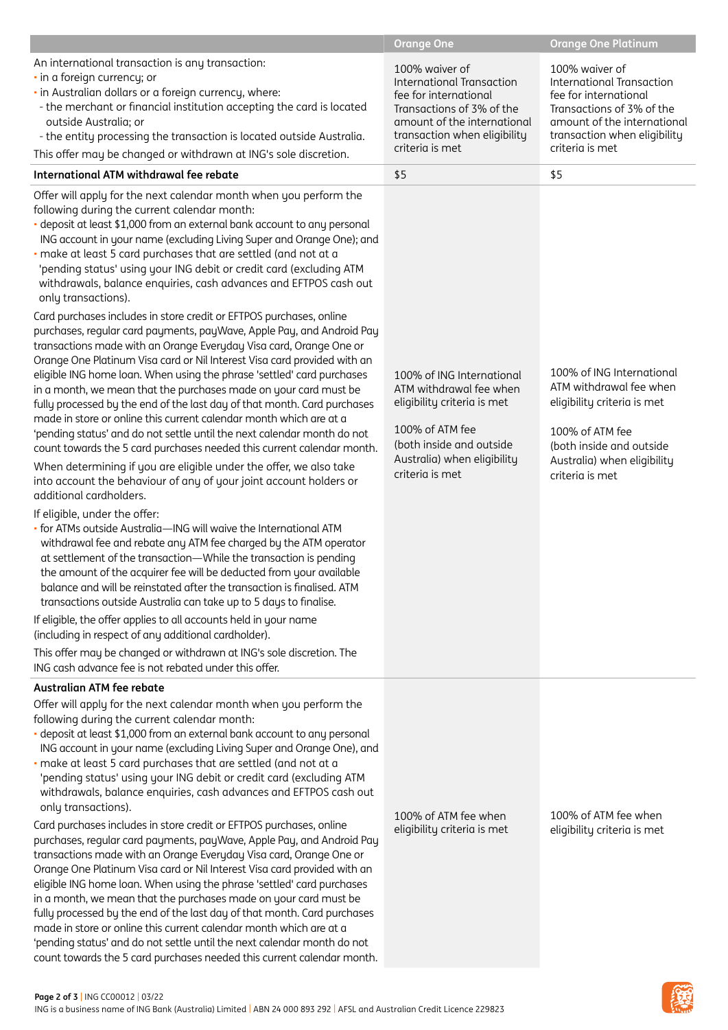| | Orange One | Orange One Platinum |
|---|---|---|
| An international transaction is any transaction:<br>• in a foreign currency; or<br>• in Australian dollars or a foreign currency, where:<br>- the merchant or financial institution accepting the card is located outside Australia; or<br>- the entity processing the transaction is located outside Australia.<br>This offer may be changed or withdrawn at ING's sole discretion. | 100% waiver of International Transaction fee for international Transactions of 3% of the amount of the international transaction when eligibility criteria is met | 100% waiver of International Transaction fee for international Transactions of 3% of the amount of the international transaction when eligibility criteria is met |
| **International ATM withdrawal fee rebate** | $5 | $5 |
| Offer will apply for the next calendar month when you perform the following during the current calendar month:<br>• deposit at least $1,000 from an external bank account to any personal ING account in your name (excluding Living Super and Orange One); and<br>• make at least 5 card purchases that are settled (and not at a 'pending status' using your ING debit or credit card (excluding ATM withdrawals, balance enquiries, cash advances and EFTPOS cash out only transactions).<br>Card purchases includes in store credit or EFTPOS purchases, online purchases, regular card payments, payWave, Apple Pay, and Android Pay transactions made with an Orange Everyday Visa card, Orange One or Orange One Platinum Visa card or Nil Interest Visa card provided with an eligible ING home loan. When using the phrase 'settled' card purchases in a month, we mean that the purchases made on your card must be fully processed by the end of the last day of that month. Card purchases made in store or online this current calendar month which are at a 'pending status' and do not settle until the next calendar month do not count towards the 5 card purchases needed this current calendar month.<br>When determining if you are eligible under the offer, we also take into account the behaviour of any of your joint account holders or additional cardholders.<br>If eligible, under the offer:<br>• for ATMs outside Australia—ING will waive the International ATM withdrawal fee and rebate any ATM fee charged by the ATM operator at settlement of the transaction—While the transaction is pending the amount of the acquirer fee will be deducted from your available balance and will be reinstated after the transaction is finalised. ATM transactions outside Australia can take up to 5 days to finalise.<br>If eligible, the offer applies to all accounts held in your name (including in respect of any additional cardholder).<br>This offer may be changed or withdrawn at ING's sole discretion. The ING cash advance fee is not rebated under this offer. | 100% of ING International ATM withdrawal fee when eligibility criteria is met<br><br>100% of ATM fee (both inside and outside Australia) when eligibility criteria is met | 100% of ING International ATM withdrawal fee when eligibility criteria is met<br><br>100% of ATM fee (both inside and outside Australia) when eligibility criteria is met |
| **Australian ATM fee rebate**<br>Offer will apply for the next calendar month when you perform the following during the current calendar month:<br>• deposit at least $1,000 from an external bank account to any personal ING account in your name (excluding Living Super and Orange One), and<br>• make at least 5 card purchases that are settled (and not at a 'pending status' using your ING debit or credit card (excluding ATM withdrawals, balance enquiries, cash advances and EFTPOS cash out only transactions).<br>Card purchases includes in store credit or EFTPOS purchases, online purchases, regular card payments, payWave, Apple Pay, and Android Pay transactions made with an Orange Everyday Visa card, Orange One or Orange One Platinum Visa card or Nil Interest Visa card provided with an eligible ING home loan. When using the phrase 'settled' card purchases in a month, we mean that the purchases made on your card must be fully processed by the end of the last day of that month. Card purchases made in store or online this current calendar month which are at a 'pending status' and do not settle until the next calendar month do not count towards the 5 card purchases needed this current calendar month. | 100% of ATM fee when eligibility criteria is met | 100% of ATM fee when eligibility criteria is met |

ING CC00012 | 03/22

ING is a business name of ING Bank (Australia) Limited | ABN 24 000 893 292 | AFSL and Australian Credit Licence 229823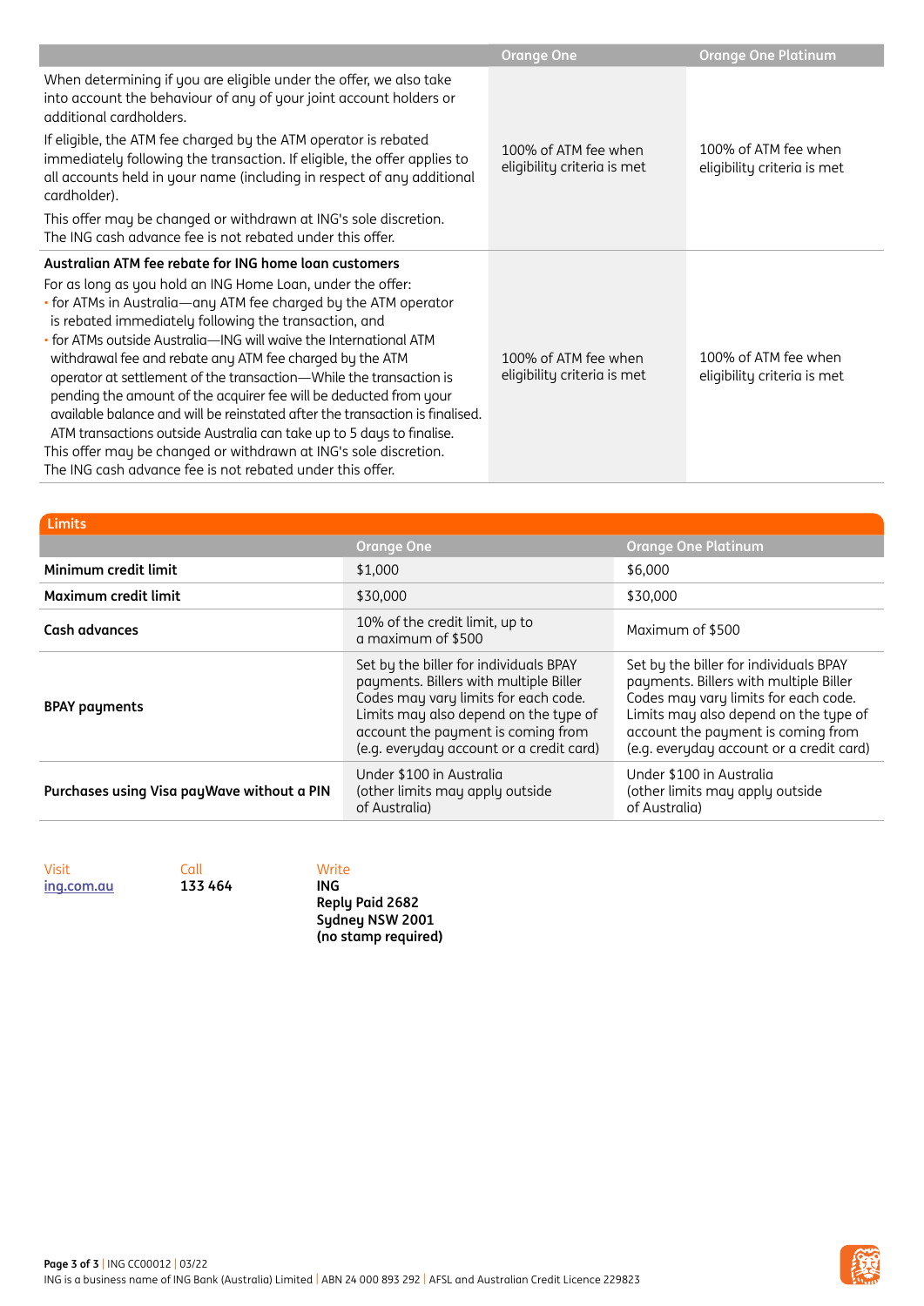| | Orange One | Orange One Platinum |
|---|---|---|
| When determining if you are eligible under the offer, we also take into account the behaviour of any of your joint account holders or additional cardholders.<br><br>If eligible, the ATM fee charged by the ATM operator is rebated immediately following the transaction. If eligible, the offer applies to all accounts held in your name (including in respect of any additional cardholder).<br><br>This offer may be changed or withdrawn at ING's sole discretion. The ING cash advance fee is not rebated under this offer. | 100% of ATM fee when eligibility criteria is met | 100% of ATM fee when eligibility criteria is met |
| **Australian ATM fee rebate for ING home loan customers**<br><br>For as long as you hold an ING Home Loan, under the offer:<br>• for ATMs in Australia—any ATM fee charged by the ATM operator is rebated immediately following the transaction, and<br>• for ATMs outside Australia—ING will waive the International ATM withdrawal fee and rebate any ATM fee charged by the ATM operator at settlement of the transaction—While the transaction is pending the amount of the acquirer fee will be deducted from your available balance and will be reinstated after the transaction is finalised. ATM transactions outside Australia can take up to 5 days to finalise.<br>This offer may be changed or withdrawn at ING's sole discretion. The ING cash advance fee is not rebated under this offer. | 100% of ATM fee when eligibility criteria is met | 100% of ATM fee when eligibility criteria is met |

## Limits

| | Orange One | Orange One Platinum |
|---|---|---|
| **Minimum credit limit** | $1,000 | $6,000 |
| **Maximum credit limit** | $30,000 | $30,000 |
| **Cash advances** | 10% of the credit limit, up to a maximum of $500 | Maximum of $500 |
| **BPAY payments** | Set by the biller for individuals BPAY payments. Billers with multiple Biller Codes may vary limits for each code. Limits may also depend on the type of account the payment is coming from (e.g. everyday account or a credit card) | Set by the biller for individuals BPAY payments. Billers with multiple Biller Codes may vary limits for each code. Limits may also depend on the type of account the payment is coming from (e.g. everyday account or a credit card) |
| **Purchases using Visa payWave without a PIN** | Under $100 in Australia (other limits may apply outside of Australia) | Under $100 in Australia (other limits may apply outside of Australia) |

Visit
ing.com.au

Call
**133 464**

Write
**ING**
**Reply Paid 2682**
**Sydney NSW 2001**
**(no stamp required)**

ING CC00012 | 03/22
ING is a business name of ING Bank (Australia) Limited | ABN 24 000 893 292 | AFSL and Australian Credit Licence 229823